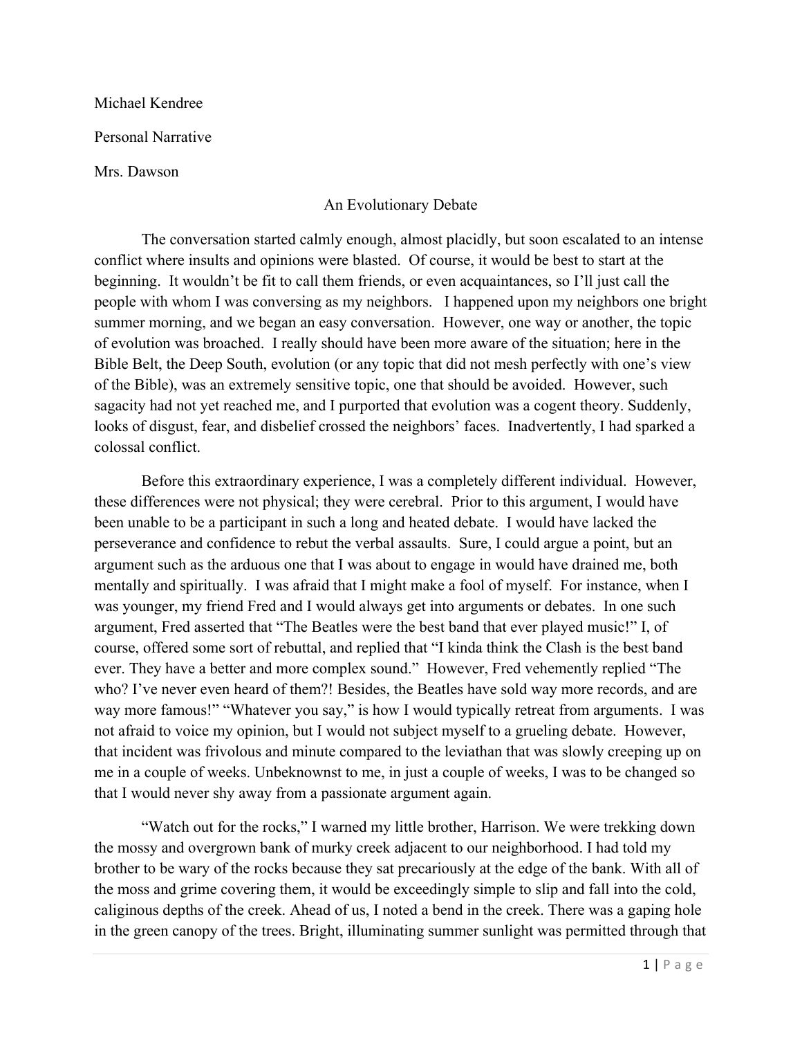Michael Kendree

Personal Narrative

Mrs. Dawson

# An Evolutionary Debate

The conversation started calmly enough, almost placidly, but soon escalated to an intense conflict where insults and opinions were blasted. Of course, it would be best to start at the beginning. It wouldn't be fit to call them friends, or even acquaintances, so I'll just call the people with whom I was conversing as my neighbors. I happened upon my neighbors one bright summer morning, and we began an easy conversation. However, one way or another, the topic of evolution was broached. I really should have been more aware of the situation; here in the Bible Belt, the Deep South, evolution (or any topic that did not mesh perfectly with one's view of the Bible), was an extremely sensitive topic, one that should be avoided. However, such sagacity had not yet reached me, and I purported that evolution was a cogent theory. Suddenly, looks of disgust, fear, and disbelief crossed the neighbors' faces. Inadvertently, I had sparked a colossal conflict.

Before this extraordinary experience, I was a completely different individual. However, these differences were not physical; they were cerebral. Prior to this argument, I would have been unable to be a participant in such a long and heated debate. I would have lacked the perseverance and confidence to rebut the verbal assaults. Sure, I could argue a point, but an argument such as the arduous one that I was about to engage in would have drained me, both mentally and spiritually. I was afraid that I might make a fool of myself. For instance, when I was younger, my friend Fred and I would always get into arguments or debates. In one such argument, Fred asserted that "The Beatles were the best band that ever played music!" I, of course, offered some sort of rebuttal, and replied that "I kinda think the Clash is the best band ever. They have a better and more complex sound." However, Fred vehemently replied "The who? I've never even heard of them?! Besides, the Beatles have sold way more records, and are way more famous!" "Whatever you say," is how I would typically retreat from arguments. I was not afraid to voice my opinion, but I would not subject myself to a grueling debate. However, that incident was frivolous and minute compared to the leviathan that was slowly creeping up on me in a couple of weeks. Unbeknownst to me, in just a couple of weeks, I was to be changed so that I would never shy away from a passionate argument again.

"Watch out for the rocks," I warned my little brother, Harrison. We were trekking down the mossy and overgrown bank of murky creek adjacent to our neighborhood. I had told my brother to be wary of the rocks because they sat precariously at the edge of the bank. With all of the moss and grime covering them, it would be exceedingly simple to slip and fall into the cold, caliginous depths of the creek. Ahead of us, I noted a bend in the creek. There was a gaping hole in the green canopy of the trees. Bright, illuminating summer sunlight was permitted through that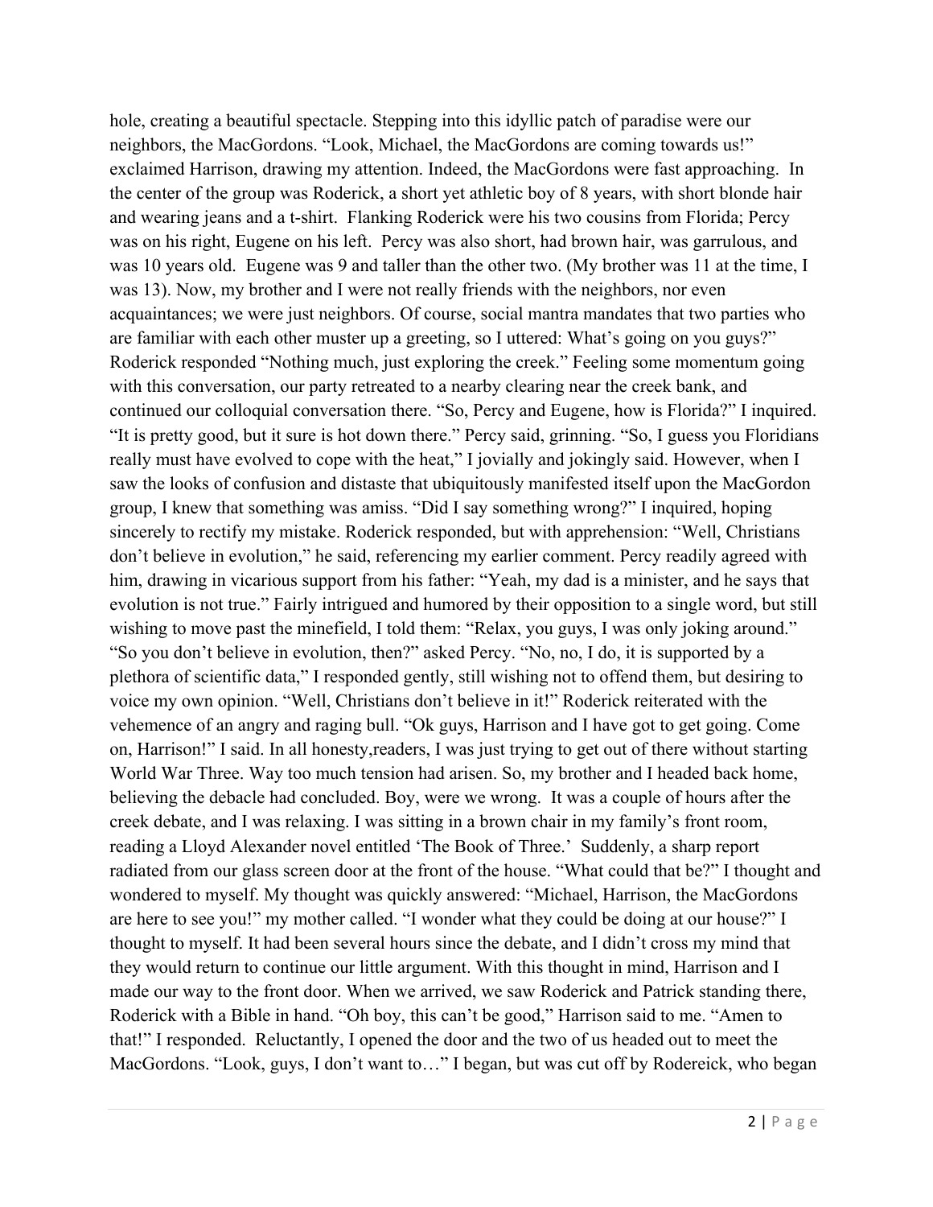hole, creating a beautiful spectacle. Stepping into this idyllic patch of paradise were our neighbors, the MacGordons. "Look, Michael, the MacGordons are coming towards us!" exclaimed Harrison, drawing my attention. Indeed, the MacGordons were fast approaching. In the center of the group was Roderick, a short yet athletic boy of 8 years, with short blonde hair and wearing jeans and a t-shirt. Flanking Roderick were his two cousins from Florida; Percy was on his right, Eugene on his left. Percy was also short, had brown hair, was garrulous, and was 10 years old. Eugene was 9 and taller than the other two. (My brother was 11 at the time, I was 13). Now, my brother and I were not really friends with the neighbors, nor even acquaintances; we were just neighbors. Of course, social mantra mandates that two parties who are familiar with each other muster up a greeting, so I uttered: What's going on you guys?" Roderick responded "Nothing much, just exploring the creek." Feeling some momentum going with this conversation, our party retreated to a nearby clearing near the creek bank, and continued our colloquial conversation there. "So, Percy and Eugene, how is Florida?" I inquired. "It is pretty good, but it sure is hot down there." Percy said, grinning. "So, I guess you Floridians really must have evolved to cope with the heat," I jovially and jokingly said. However, when I saw the looks of confusion and distaste that ubiquitously manifested itself upon the MacGordon group, I knew that something was amiss. "Did I say something wrong?" I inquired, hoping sincerely to rectify my mistake. Roderick responded, but with apprehension: "Well, Christians don't believe in evolution," he said, referencing my earlier comment. Percy readily agreed with him, drawing in vicarious support from his father: "Yeah, my dad is a minister, and he says that evolution is not true." Fairly intrigued and humored by their opposition to a single word, but still wishing to move past the minefield, I told them: "Relax, you guys, I was only joking around." "So you don't believe in evolution, then?" asked Percy. "No, no, I do, it is supported by a plethora of scientific data," I responded gently, still wishing not to offend them, but desiring to voice my own opinion. "Well, Christians don't believe in it!" Roderick reiterated with the vehemence of an angry and raging bull. "Ok guys, Harrison and I have got to get going. Come on, Harrison!" I said. In all honesty,readers, I was just trying to get out of there without starting World War Three. Way too much tension had arisen. So, my brother and I headed back home, believing the debacle had concluded. Boy, were we wrong. It was a couple of hours after the creek debate, and I was relaxing. I was sitting in a brown chair in my family's front room, reading a Lloyd Alexander novel entitled 'The Book of Three.' Suddenly, a sharp report radiated from our glass screen door at the front of the house. "What could that be?" I thought and wondered to myself. My thought was quickly answered: "Michael, Harrison, the MacGordons are here to see you!" my mother called. "I wonder what they could be doing at our house?" I thought to myself. It had been several hours since the debate, and I didn't cross my mind that they would return to continue our little argument. With this thought in mind, Harrison and I made our way to the front door. When we arrived, we saw Roderick and Patrick standing there, Roderick with a Bible in hand. "Oh boy, this can't be good," Harrison said to me. "Amen to that!" I responded. Reluctantly, I opened the door and the two of us headed out to meet the MacGordons. "Look, guys, I don't want to…" I began, but was cut off by Rodereick, who began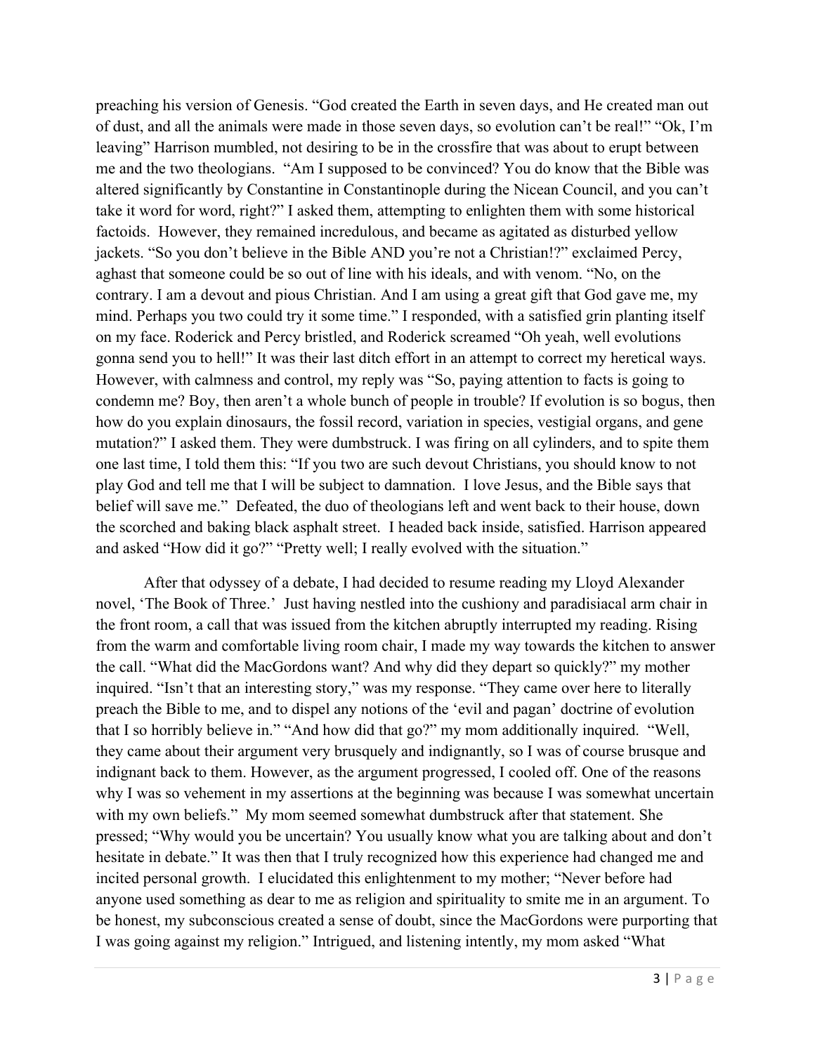preaching his version of Genesis. "God created the Earth in seven days, and He created man out of dust, and all the animals were made in those seven days, so evolution can't be real!" "Ok, I'm leaving" Harrison mumbled, not desiring to be in the crossfire that was about to erupt between me and the two theologians. "Am I supposed to be convinced? You do know that the Bible was altered significantly by Constantine in Constantinople during the Nicean Council, and you can't take it word for word, right?" I asked them, attempting to enlighten them with some historical factoids. However, they remained incredulous, and became as agitated as disturbed yellow jackets. "So you don't believe in the Bible AND you're not a Christian!?" exclaimed Percy, aghast that someone could be so out of line with his ideals, and with venom. "No, on the contrary. I am a devout and pious Christian. And I am using a great gift that God gave me, my mind. Perhaps you two could try it some time." I responded, with a satisfied grin planting itself on my face. Roderick and Percy bristled, and Roderick screamed "Oh yeah, well evolutions gonna send you to hell!" It was their last ditch effort in an attempt to correct my heretical ways. However, with calmness and control, my reply was "So, paying attention to facts is going to condemn me? Boy, then aren't a whole bunch of people in trouble? If evolution is so bogus, then how do you explain dinosaurs, the fossil record, variation in species, vestigial organs, and gene mutation?" I asked them. They were dumbstruck. I was firing on all cylinders, and to spite them one last time, I told them this: "If you two are such devout Christians, you should know to not play God and tell me that I will be subject to damnation. I love Jesus, and the Bible says that belief will save me." Defeated, the duo of theologians left and went back to their house, down the scorched and baking black asphalt street. I headed back inside, satisfied. Harrison appeared and asked "How did it go?" "Pretty well; I really evolved with the situation."

After that odyssey of a debate, I had decided to resume reading my Lloyd Alexander novel, 'The Book of Three.' Just having nestled into the cushiony and paradisiacal arm chair in the front room, a call that was issued from the kitchen abruptly interrupted my reading. Rising from the warm and comfortable living room chair, I made my way towards the kitchen to answer the call. "What did the MacGordons want? And why did they depart so quickly?" my mother inquired. "Isn't that an interesting story," was my response. "They came over here to literally preach the Bible to me, and to dispel any notions of the 'evil and pagan' doctrine of evolution that I so horribly believe in." "And how did that go?" my mom additionally inquired. "Well, they came about their argument very brusquely and indignantly, so I was of course brusque and indignant back to them. However, as the argument progressed, I cooled off. One of the reasons why I was so vehement in my assertions at the beginning was because I was somewhat uncertain with my own beliefs." My mom seemed somewhat dumbstruck after that statement. She pressed; "Why would you be uncertain? You usually know what you are talking about and don't hesitate in debate." It was then that I truly recognized how this experience had changed me and incited personal growth. I elucidated this enlightenment to my mother; "Never before had anyone used something as dear to me as religion and spirituality to smite me in an argument. To be honest, my subconscious created a sense of doubt, since the MacGordons were purporting that I was going against my religion." Intrigued, and listening intently, my mom asked "What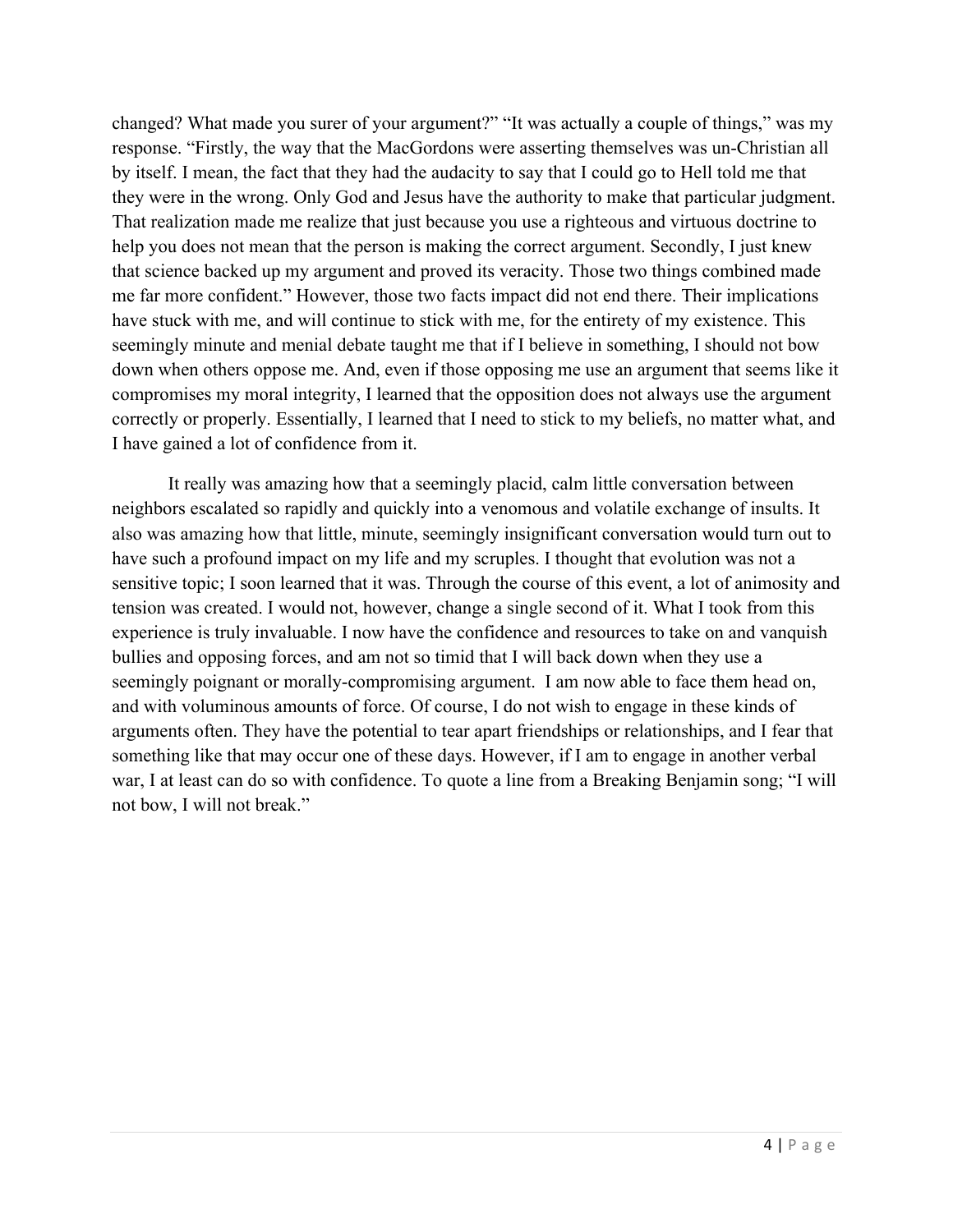changed? What made you surer of your argument?" "It was actually a couple of things," was my response. "Firstly, the way that the MacGordons were asserting themselves was un-Christian all by itself. I mean, the fact that they had the audacity to say that I could go to Hell told me that they were in the wrong. Only God and Jesus have the authority to make that particular judgment. That realization made me realize that just because you use a righteous and virtuous doctrine to help you does not mean that the person is making the correct argument. Secondly, I just knew that science backed up my argument and proved its veracity. Those two things combined made me far more confident." However, those two facts impact did not end there. Their implications have stuck with me, and will continue to stick with me, for the entirety of my existence. This seemingly minute and menial debate taught me that if I believe in something, I should not bow down when others oppose me. And, even if those opposing me use an argument that seems like it compromises my moral integrity, I learned that the opposition does not always use the argument correctly or properly. Essentially, I learned that I need to stick to my beliefs, no matter what, and I have gained a lot of confidence from it.

It really was amazing how that a seemingly placid, calm little conversation between neighbors escalated so rapidly and quickly into a venomous and volatile exchange of insults. It also was amazing how that little, minute, seemingly insignificant conversation would turn out to have such a profound impact on my life and my scruples. I thought that evolution was not a sensitive topic; I soon learned that it was. Through the course of this event, a lot of animosity and tension was created. I would not, however, change a single second of it. What I took from this experience is truly invaluable. I now have the confidence and resources to take on and vanquish bullies and opposing forces, and am not so timid that I will back down when they use a seemingly poignant or morally-compromising argument. I am now able to face them head on, and with voluminous amounts of force. Of course, I do not wish to engage in these kinds of arguments often. They have the potential to tear apart friendships or relationships, and I fear that something like that may occur one of these days. However, if I am to engage in another verbal war, I at least can do so with confidence. To quote a line from a Breaking Benjamin song; "I will not bow, I will not break."